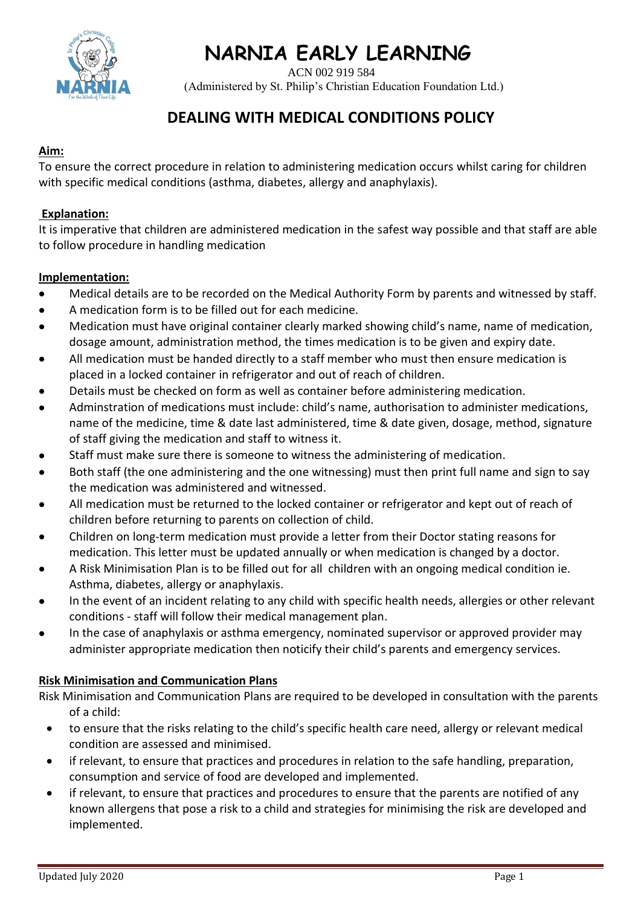# NARNIA EARLY LEARNING

ACN 002 919 584
(Administered by St. Philip's Christian Education Foundation Ltd.)

## DEALING WITH MEDICAL CONDITIONS POLICY

**Aim:**
To ensure the correct procedure in relation to administering medication occurs whilst caring for children with specific medical conditions (asthma, diabetes, allergy and anaphylaxis).

**Explanation:**
It is imperative that children are administered medication in the safest way possible and that staff are able to follow procedure in handling medication

**Implementation:**

- Medical details are to be recorded on the Medical Authority Form by parents and witnessed by staff.
- A medication form is to be filled out for each medicine.
- Medication must have original container clearly marked showing child's name, name of medication, dosage amount, administration method, the times medication is to be given and expiry date.
- All medication must be handed directly to a staff member who must then ensure medication is placed in a locked container in refrigerator and out of reach of children.
- Details must be checked on form as well as container before administering medication.
- Adminstration of medications must include: child's name, authorisation to administer medications, name of the medicine, time & date last administered, time & date given, dosage, method, signature of staff giving the medication and staff to witness it.
- Staff must make sure there is someone to witness the administering of medication.
- Both staff (the one administering and the one witnessing) must then print full name and sign to say the medication was administered and witnessed.
- All medication must be returned to the locked container or refrigerator and kept out of reach of children before returning to parents on collection of child.
- Children on long-term medication must provide a letter from their Doctor stating reasons for medication. This letter must be updated annually or when medication is changed by a doctor.
- A Risk Minimisation Plan is to be filled out for all children with an ongoing medical condition ie. Asthma, diabetes, allergy or anaphylaxis.
- In the event of an incident relating to any child with specific health needs, allergies or other relevant conditions - staff will follow their medical management plan.
- In the case of anaphylaxis or asthma emergency, nominated supervisor or approved provider may administer appropriate medication then noticify their child's parents and emergency services.

**Risk Minimisation and Communication Plans**

Risk Minimisation and Communication Plans are required to be developed in consultation with the parents of a child:

- to ensure that the risks relating to the child's specific health care need, allergy or relevant medical condition are assessed and minimised.
- if relevant, to ensure that practices and procedures in relation to the safe handling, preparation, consumption and service of food are developed and implemented.
- if relevant, to ensure that practices and procedures to ensure that the parents are notified of any known allergens that pose a risk to a child and strategies for minimising the risk are developed and implemented.

Updated July 2020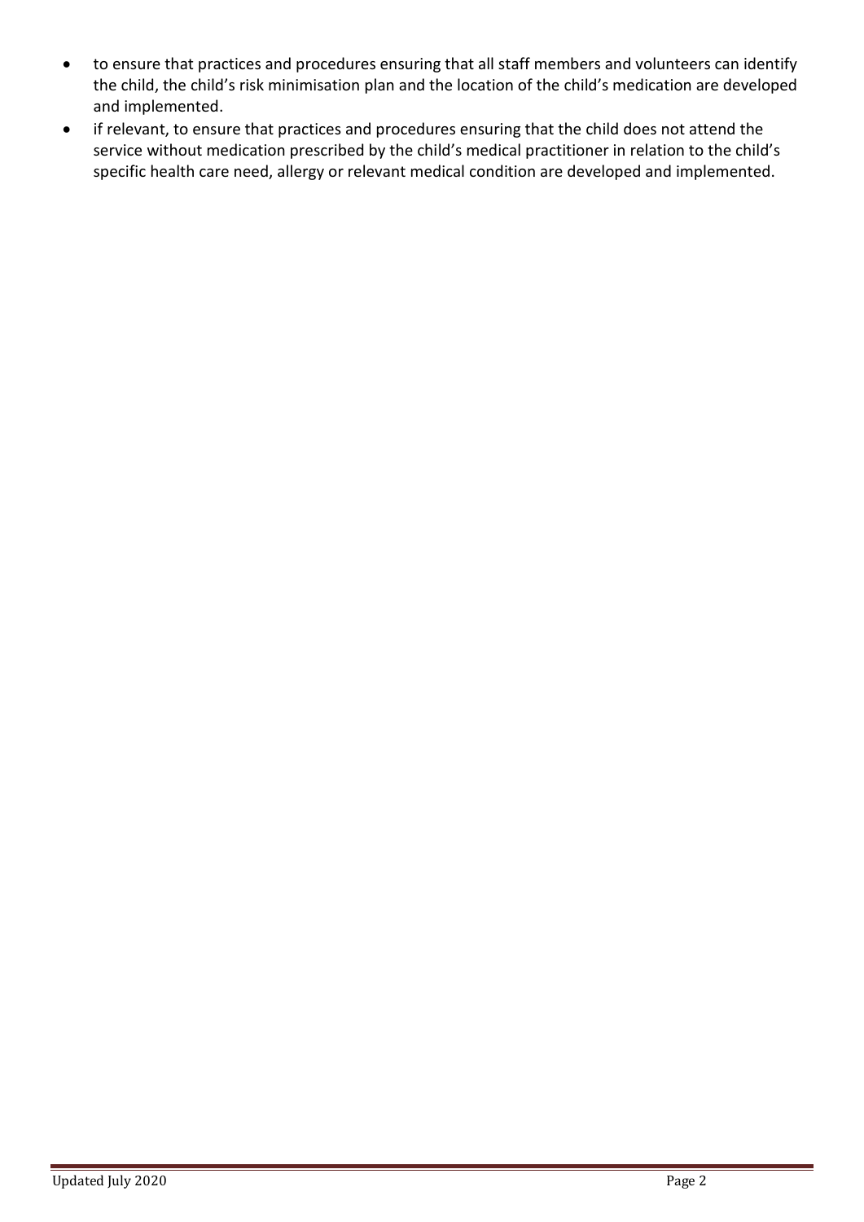- to ensure that practices and procedures ensuring that all staff members and volunteers can identify the child, the child's risk minimisation plan and the location of the child's medication are developed and implemented.
- if relevant, to ensure that practices and procedures ensuring that the child does not attend the service without medication prescribed by the child's medical practitioner in relation to the child's specific health care need, allergy or relevant medical condition are developed and implemented.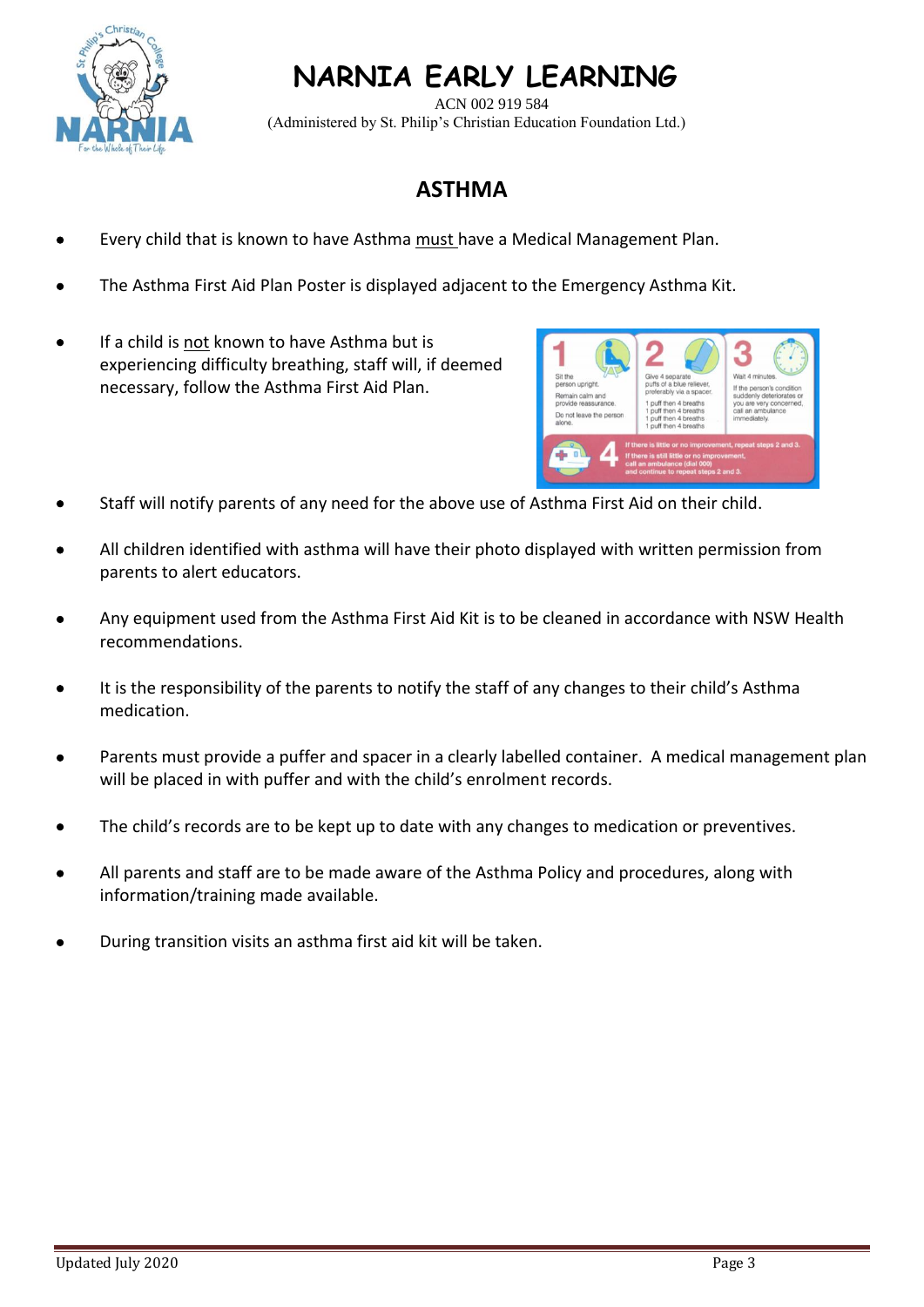## ASTHMA

- Every child that is known to have Asthma must have a Medical Management Plan.
- The Asthma First Aid Plan Poster is displayed adjacent to the Emergency Asthma Kit.
- If a child is not known to have Asthma but is experiencing difficulty breathing, staff will, if deemed necessary, follow the Asthma First Aid Plan.

1. Sit the person upright. Remain calm and provide reassurance. Do not leave the person alone.
2. Give 4 separate puffs of a blue reliever, preferably via a spacer. 1 puff then 4 breaths, 1 puff then 4 breaths, 1 puff then 4 breaths, 1 puff then 4 breaths.
3. Wait 4 minutes. If the person's condition suddenly deteriorates or you are very concerned, call an ambulance immediately.
4. If there is little or no improvement, repeat steps 2 and 3. If there is still little or no improvement, call an ambulance (dial 000) and continue to repeat steps 2 and 3.

- Staff will notify parents of any need for the above use of Asthma First Aid on their child.
- All children identified with asthma will have their photo displayed with written permission from parents to alert educators.
- Any equipment used from the Asthma First Aid Kit is to be cleaned in accordance with NSW Health recommendations.
- It is the responsibility of the parents to notify the staff of any changes to their child's Asthma medication.
- Parents must provide a puffer and spacer in a clearly labelled container. A medical management plan will be placed in with puffer and with the child's enrolment records.
- The child's records are to be kept up to date with any changes to medication or preventives.
- All parents and staff are to be made aware of the Asthma Policy and procedures, along with information/training made available.
- During transition visits an asthma first aid kit will be taken.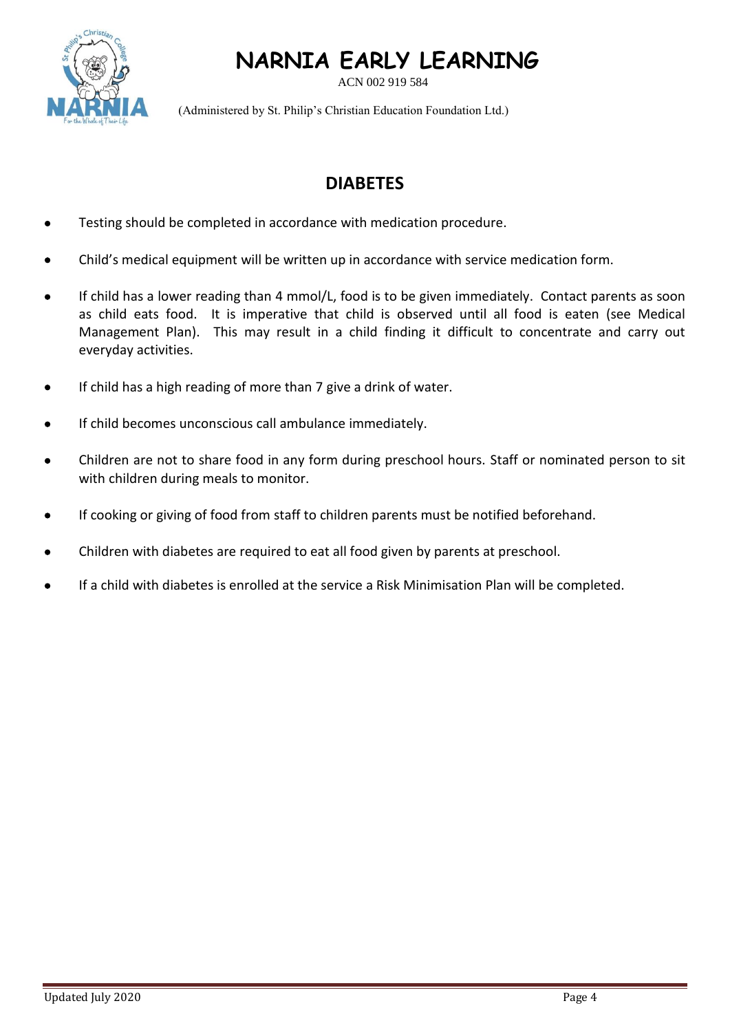# NARNIA EARLY LEARNING

ACN 002 919 584

(Administered by St. Philip's Christian Education Foundation Ltd.)

## DIABETES

- Testing should be completed in accordance with medication procedure.
- Child's medical equipment will be written up in accordance with service medication form.
- If child has a lower reading than 4 mmol/L, food is to be given immediately. Contact parents as soon as child eats food. It is imperative that child is observed until all food is eaten (see Medical Management Plan). This may result in a child finding it difficult to concentrate and carry out everyday activities.
- If child has a high reading of more than 7 give a drink of water.
- If child becomes unconscious call ambulance immediately.
- Children are not to share food in any form during preschool hours. Staff or nominated person to sit with children during meals to monitor.
- If cooking or giving of food from staff to children parents must be notified beforehand.
- Children with diabetes are required to eat all food given by parents at preschool.
- If a child with diabetes is enrolled at the service a Risk Minimisation Plan will be completed.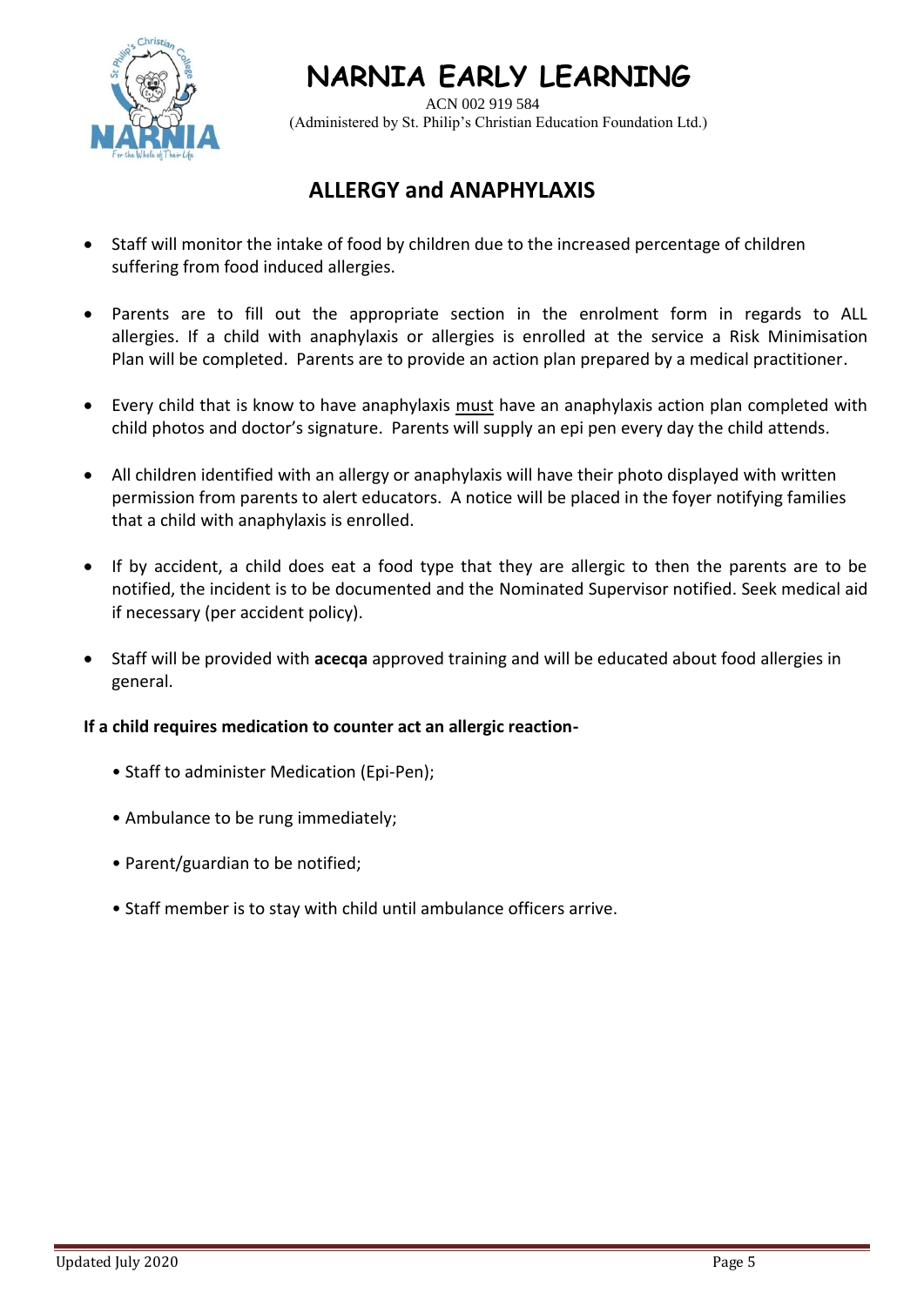# NARNIA EARLY LEARNING

ACN 002 919 584
(Administered by St. Philip's Christian Education Foundation Ltd.)

## ALLERGY and ANAPHYLAXIS

- Staff will monitor the intake of food by children due to the increased percentage of children suffering from food induced allergies.
- Parents are to fill out the appropriate section in the enrolment form in regards to ALL allergies. If a child with anaphylaxis or allergies is enrolled at the service a Risk Minimisation Plan will be completed. Parents are to provide an action plan prepared by a medical practitioner.
- Every child that is know to have anaphylaxis <u>must</u> have an anaphylaxis action plan completed with child photos and doctor's signature. Parents will supply an epi pen every day the child attends.
- All children identified with an allergy or anaphylaxis will have their photo displayed with written permission from parents to alert educators. A notice will be placed in the foyer notifying families that a child with anaphylaxis is enrolled.
- If by accident, a child does eat a food type that they are allergic to then the parents are to be notified, the incident is to be documented and the Nominated Supervisor notified. Seek medical aid if necessary (per accident policy).
- Staff will be provided with **acecqa** approved training and will be educated about food allergies in general.

**If a child requires medication to counter act an allergic reaction-**

- Staff to administer Medication (Epi-Pen);
- Ambulance to be rung immediately;
- Parent/guardian to be notified;
- Staff member is to stay with child until ambulance officers arrive.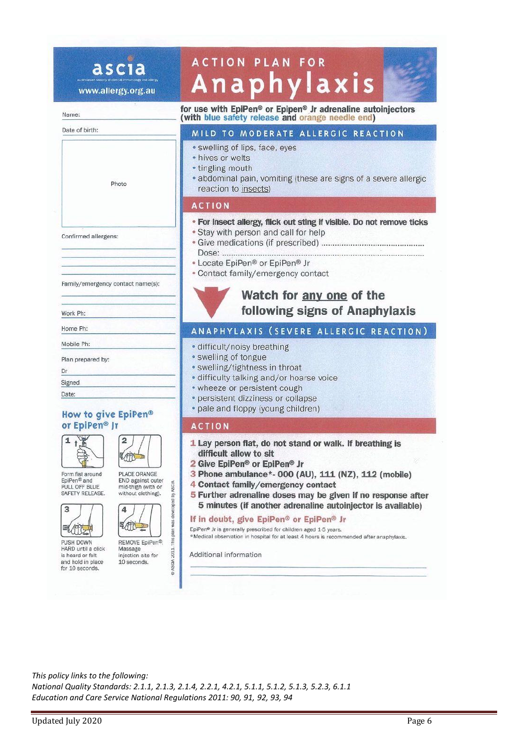**ascia**
australasian society of clinical immunology and allergy
www.allergy.org.au

# ACTION PLAN FOR Anaphylaxis

**for use with EpiPen® or Epipen® Jr adrenaline autoinjectors (with blue safety release and orange needle end)**

Name:

Date of birth:

Photo

Confirmed allergens:

Family/emergency contact name(s):

Work Ph:

Home Ph:

Mobile Ph:

Plan prepared by:

Dr

Signed

Date:

## How to give EpiPen® or EpiPen® Jr

1. Form fist around EpiPen® and PULL OFF BLUE SAFETY RELEASE.
2. PLACE ORANGE END against outer mid-thigh (with or without clothing).
3. PUSH DOWN HARD until a click is heard or felt and hold in place for 10 seconds.
4. REMOVE EpiPen®. Massage injection site for 10 seconds.

© ASCIA 2011. This plan was developed by ASCIA

## MILD TO MODERATE ALLERGIC REACTION

- swelling of lips, face, eyes
- hives or welts
- tingling mouth
- abdominal pain, vomiting (these are signs of a severe allergic reaction to insects)

## ACTION

- **For insect allergy, flick out sting if visible. Do not remove ticks**
- Stay with person and call for help
- Give medications (if prescribed) ..............................................
  Dose: .....................................................................................
- Locate EpiPen® or EpiPen® Jr
- Contact family/emergency contact

**Watch for any one of the following signs of Anaphylaxis**

## ANAPHYLAXIS (SEVERE ALLERGIC REACTION)

- difficult/noisy breathing
- swelling of tongue
- swelling/tightness in throat
- difficulty talking and/or hoarse voice
- wheeze or persistent cough
- persistent dizziness or collapse
- pale and floppy (young children)

## ACTION

1. **Lay person flat, do not stand or walk. If breathing is difficult allow to sit**
2. **Give EpiPen® or EpiPen® Jr**
3. **Phone ambulance\*- 000 (AU), 111 (NZ), 112 (mobile)**
4. **Contact family/emergency contact**
5. **Further adrenaline doses may be given if no response after 5 minutes (if another adrenaline autoinjector is available)**

**If in doubt, give EpiPen® or EpiPen® Jr**

EpiPen® Jr is generally prescribed for children aged 1-5 years.
*Medical observation in hospital for at least 4 hours is recommended after anaphylaxis.

Additional information

*This policy links to the following:*
*National Quality Standards: 2.1.1, 2.1.3, 2.1.4, 2.2.1, 4.2.1, 5.1.1, 5.1.2, 5.1.3, 5.2.3, 6.1.1*
*Education and Care Service National Regulations 2011: 90, 91, 92, 93, 94*

Updated July 2020